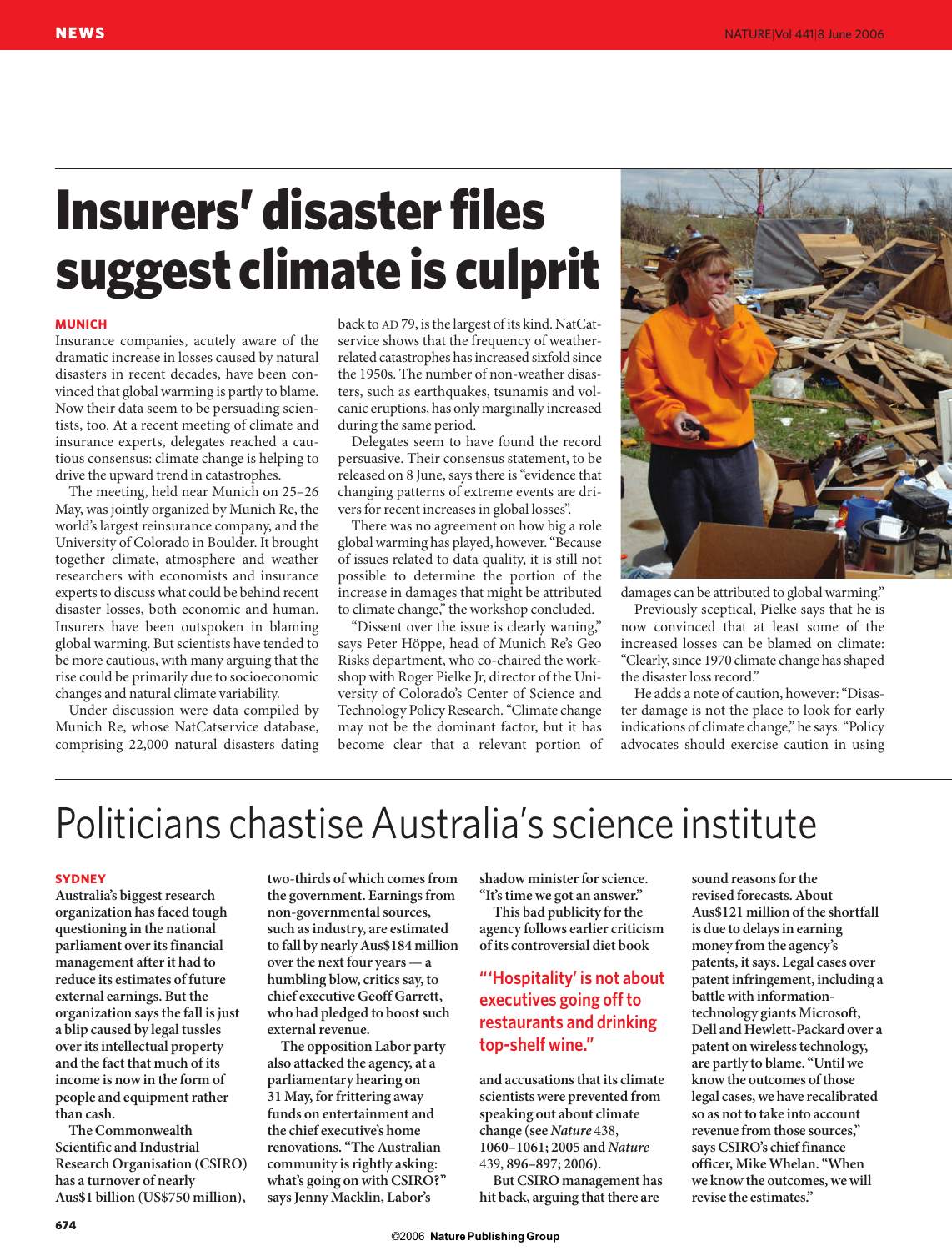# Insurers' disaster files suggest climate is culprit

**MUNICH**

Insurance companies, acutely aware of the dramatic increase in losses caused by natural disasters in recent decades, have been convinced that global warming is partly to blame. Now their data seem to be persuading scientists, too. At a recent meeting of climate and insurance experts, delegates reached a cautious consensus: climate change is helping to drive the upward trend in catastrophes.

The meeting, held near Munich on 25–26 May, was jointly organized by Munich Re, the world's largest reinsurance company, and the University of Colorado in Boulder. It brought together climate, atmosphere and weather researchers with economists and insurance experts to discuss what could be behind recent disaster losses, both economic and human. Insurers have been outspoken in blaming global warming. But scientists have tended to be more cautious, with many arguing that the rise could be primarily due to socioeconomic changes and natural climate variability.

Under discussion were data compiled by Munich Re, whose NatCatservice database, comprising 22,000 natural disasters dating back to AD 79, is the largest of its kind. NatCatservice shows that the frequency of weather-related catastrophes has increased sixfold since the 1950s. The number of non-weather disasters, such as earthquakes, tsunamis and volcanic eruptions, has only marginally increased during the same period.

Delegates seem to have found the record persuasive. Their consensus statement, to be released on 8 June, says there is "evidence that changing patterns of extreme events are drivers for recent increases in global losses".

There was no agreement on how big a role global warming has played, however. "Because of issues related to data quality, it is still not possible to determine the portion of the increase in damages that might be attributed to climate change," the workshop concluded.

"Dissent over the issue is clearly waning," says Peter Höppe, head of Munich Re's Geo Risks department, who co-chaired the workshop with Roger Pielke Jr, director of the University of Colorado's Center of Science and Technology Policy Research. "Climate change may not be the dominant factor, but it has become clear that a relevant portion of damages can be attributed to global warming."

Previously sceptical, Pielke says that he is now convinced that at least some of the increased losses can be blamed on climate: "Clearly, since 1970 climate change has shaped the disaster loss record."

He adds a note of caution, however: "Disaster damage is not the place to look for early indications of climate change," he says. "Policy advocates should exercise caution in using

# Politicians chastise Australia's science institute

**SYDNEY**

**Australia's biggest research organization has faced tough questioning in the national parliament over its financial management after it had to reduce its estimates of future external earnings. But the organization says the fall is just a blip caused by legal tussles over its intellectual property and the fact that much of its income is now in the form of people and equipment rather than cash.**

**The Commonwealth Scientific and Industrial Research Organisation (CSIRO) has a turnover of nearly Aus$1 billion (US$750 million), two-thirds of which comes from the government. Earnings from non-governmental sources, such as industry, are estimated to fall by nearly Aus$184 million over the next four years — a humbling blow, critics say, to chief executive Geoff Garrett, who had pledged to boost such external revenue.**

**The opposition Labor party also attacked the agency, at a parliamentary hearing on 31 May, for frittering away funds on entertainment and the chief executive's home renovations. "The Australian community is rightly asking: what's going on with CSIRO?" says Jenny Macklin, Labor's shadow minister for science. "It's time we got an answer."**

**This bad publicity for the agency follows earlier criticism of its controversial diet book and accusations that its climate scientists were prevented from speaking out about climate change (see *Nature* 438, 1060–1061; 2005 and *Nature* 439, 896–897; 2006).**

**"'Hospitality' is not about executives going off to restaurants and drinking top-shelf wine."**

**But CSIRO management has hit back, arguing that there are sound reasons for the revised forecasts. About Aus$121 million of the shortfall is due to delays in earning money from the agency's patents, it says. Legal cases over patent infringement, including a battle with information-technology giants Microsoft, Dell and Hewlett-Packard over a patent on wireless technology, are partly to blame. "Until we know the outcomes of those legal cases, we have recalibrated so as not to take into account revenue from those sources," says CSIRO's chief finance officer, Mike Whelan. "When we know the outcomes, we will revise the estimates."**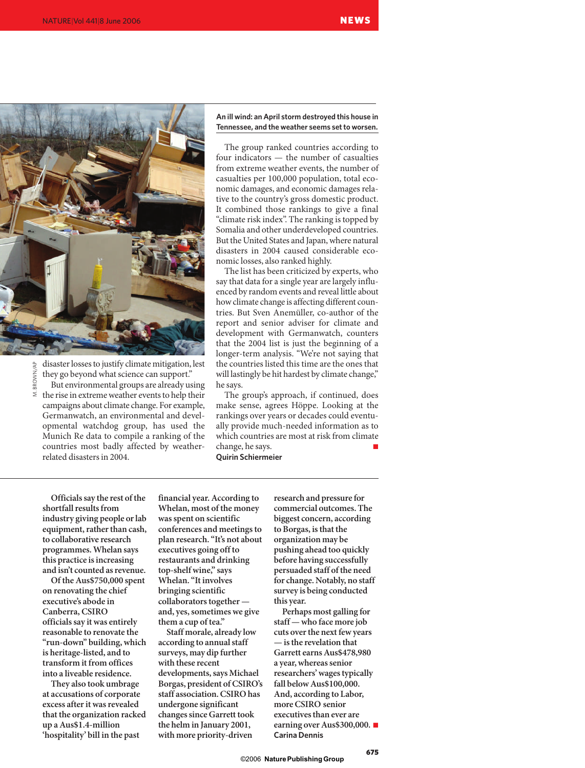disaster losses to justify climate mitigation, lest they go beyond what science can support."

But environmental groups are already using the rise in extreme weather events to help their campaigns about climate change. For example, Germanwatch, an environmental and developmental watchdog group, has used the Munich Re data to compile a ranking of the countries most badly affected by weather-related disasters in 2004.

M. BROWN/AP

**An ill wind: an April storm destroyed this house in Tennessee, and the weather seems set to worsen.**

The group ranked countries according to four indicators — the number of casualties from extreme weather events, the number of casualties per 100,000 population, total economic damages, and economic damages relative to the country's gross domestic product. It combined those rankings to give a final "climate risk index". The ranking is topped by Somalia and other underdeveloped countries. But the United States and Japan, where natural disasters in 2004 caused considerable economic losses, also ranked highly.

The list has been criticized by experts, who say that data for a single year are largely influenced by random events and reveal little about how climate change is affecting different countries. But Sven Anemüller, co-author of the report and senior adviser for climate and development with Germanwatch, counters that the 2004 list is just the beginning of a longer-term analysis. "We're not saying that the countries listed this time are the ones that will lastingly be hit hardest by climate change," he says.

The group's approach, if continued, does make sense, agrees Höppe. Looking at the rankings over years or decades could eventually provide much-needed information as to which countries are most at risk from climate change, he says.

**Quirin Schiermeier**

---

**Officials say the rest of the shortfall results from industry giving people or lab equipment, rather than cash, to collaborative research programmes. Whelan says this practice is increasing and isn't counted as revenue.**

**Of the Aus$750,000 spent on renovating the chief executive's abode in Canberra, CSIRO officials say it was entirely reasonable to renovate the "run-down" building, which is heritage-listed, and to transform it from offices into a liveable residence.**

**They also took umbrage at accusations of corporate excess after it was revealed that the organization racked up a Aus$1.4-million 'hospitality' bill in the past financial year. According to Whelan, most of the money was spent on scientific conferences and meetings to plan research. "It's not about executives going off to restaurants and drinking top-shelf wine," says Whelan. "It involves bringing scientific collaborators together — and, yes, sometimes we give them a cup of tea."**

**Staff morale, already low according to annual staff surveys, may dip further with these recent developments, says Michael Borgas, president of CSIRO's staff association. CSIRO has undergone significant changes since Garrett took the helm in January 2001, with more priority-driven research and pressure for commercial outcomes. The biggest concern, according to Borgas, is that the organization may be pushing ahead too quickly before having successfully persuaded staff of the need for change. Notably, no staff survey is being conducted this year.**

**Perhaps most galling for staff — who face more job cuts over the next few years — is the revelation that Garrett earns Aus$478,980 a year, whereas senior researchers' wages typically fall below Aus$100,000. And, according to Labor, more CSIRO senior executives than ever are earning over Aus$300,000.**

**Carina Dennis**